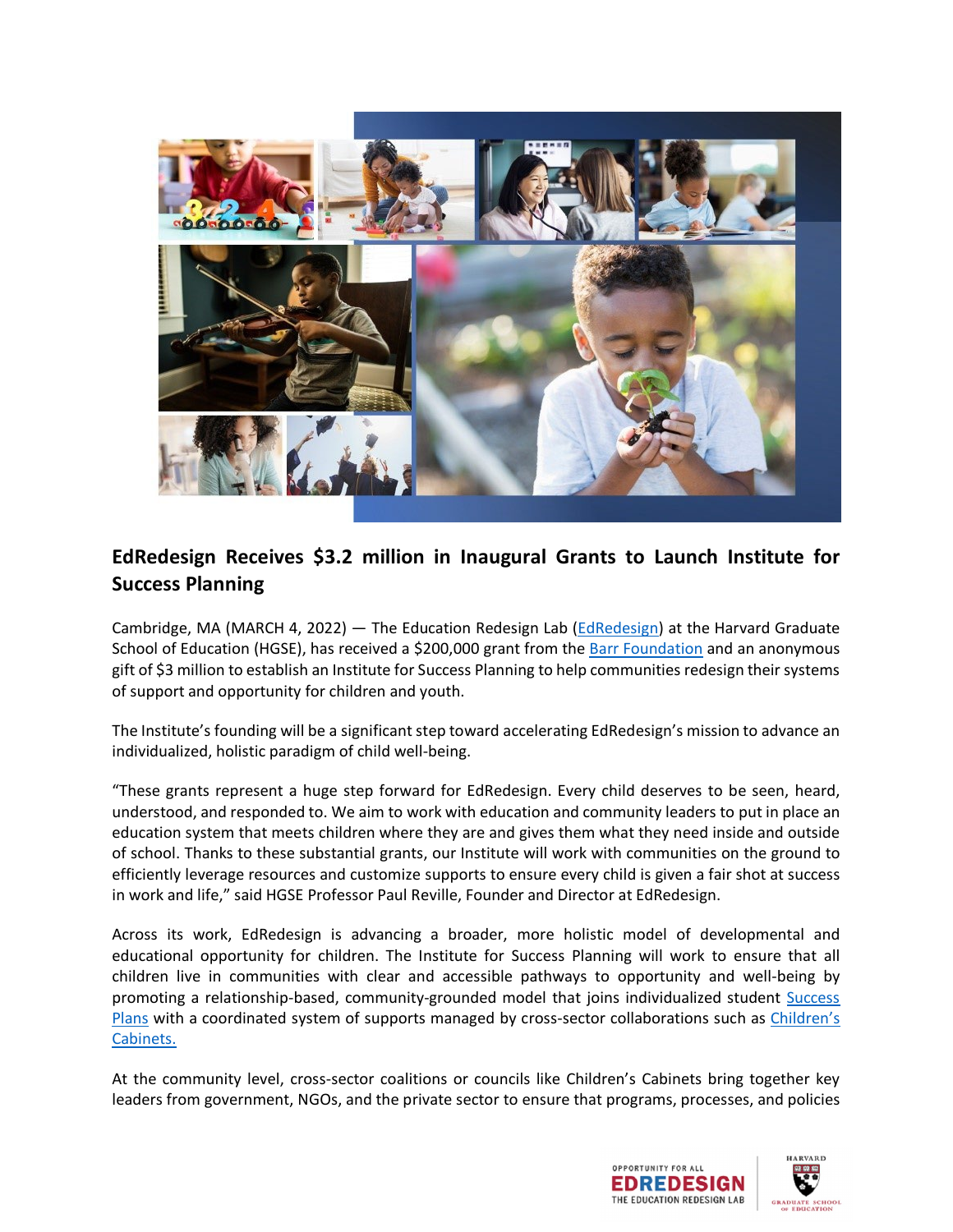## EdRedesign Receives $3.2 million in Inaugural Grants to Launch Institute for Success Planning

Cambridge, MA (MARCH 4, 2022) — The Education Redesign Lab (EdRedesign) at the Harvard Graduate School of Education (HGSE), has received a $200,000 grant from the Barr Foundation and an anonymous gift of $3 million to establish an Institute for Success Planning to help communities redesign their systems of support and opportunity for children and youth.

The Institute's founding will be a significant step toward accelerating EdRedesign's mission to advance an individualized, holistic paradigm of child well-being.

"These grants represent a huge step forward for EdRedesign. Every child deserves to be seen, heard, understood, and responded to. We aim to work with education and community leaders to put in place an education system that meets children where they are and gives them what they need inside and outside of school. Thanks to these substantial grants, our Institute will work with communities on the ground to efficiently leverage resources and customize supports to ensure every child is given a fair shot at success in work and life," said HGSE Professor Paul Reville, Founder and Director at EdRedesign.

Across its work, EdRedesign is advancing a broader, more holistic model of developmental and educational opportunity for children. The Institute for Success Planning will work to ensure that all children live in communities with clear and accessible pathways to opportunity and well-being by promoting a relationship-based, community-grounded model that joins individualized student Success Plans with a coordinated system of supports managed by cross-sector collaborations such as Children's Cabinets.

At the community level, cross-sector coalitions or councils like Children's Cabinets bring together key leaders from government, NGOs, and the private sector to ensure that programs, processes, and policies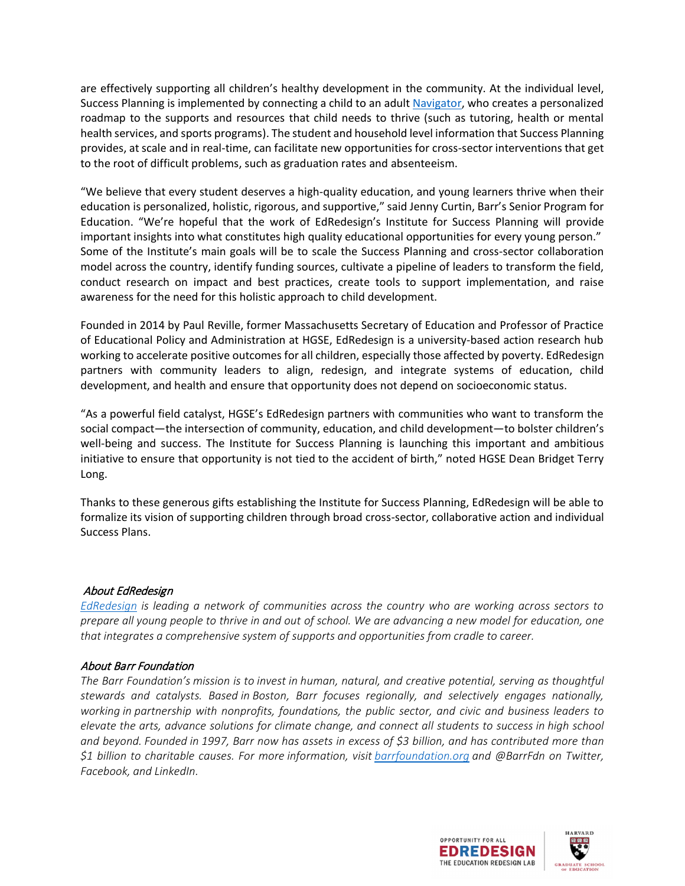are effectively supporting all children's healthy development in the community. At the individual level, Success Planning is implemented by connecting a child to an adult [Navigator](), who creates a personalized roadmap to the supports and resources that child needs to thrive (such as tutoring, health or mental health services, and sports programs). The student and household level information that Success Planning provides, at scale and in real-time, can facilitate new opportunities for cross-sector interventions that get to the root of difficult problems, such as graduation rates and absenteeism.

"We believe that every student deserves a high-quality education, and young learners thrive when their education is personalized, holistic, rigorous, and supportive," said Jenny Curtin, Barr's Senior Program for Education. "We're hopeful that the work of EdRedesign's Institute for Success Planning will provide important insights into what constitutes high quality educational opportunities for every young person." Some of the Institute's main goals will be to scale the Success Planning and cross-sector collaboration model across the country, identify funding sources, cultivate a pipeline of leaders to transform the field, conduct research on impact and best practices, create tools to support implementation, and raise awareness for the need for this holistic approach to child development.

Founded in 2014 by Paul Reville, former Massachusetts Secretary of Education and Professor of Practice of Educational Policy and Administration at HGSE, EdRedesign is a university-based action research hub working to accelerate positive outcomes for all children, especially those affected by poverty. EdRedesign partners with community leaders to align, redesign, and integrate systems of education, child development, and health and ensure that opportunity does not depend on socioeconomic status.

"As a powerful field catalyst, HGSE's EdRedesign partners with communities who want to transform the social compact—the intersection of community, education, and child development—to bolster children's well-being and success. The Institute for Success Planning is launching this important and ambitious initiative to ensure that opportunity is not tied to the accident of birth," noted HGSE Dean Bridget Terry Long.

Thanks to these generous gifts establishing the Institute for Success Planning, EdRedesign will be able to formalize its vision of supporting children through broad cross-sector, collaborative action and individual Success Plans.

### *About EdRedesign*

*[EdRedesign]() is leading a network of communities across the country who are working across sectors to prepare all young people to thrive in and out of school. We are advancing a new model for education, one that integrates a comprehensive system of supports and opportunities from cradle to career.*

### *About Barr Foundation*

*The Barr Foundation's mission is to invest in human, natural, and creative potential, serving as thoughtful stewards and catalysts. Based in Boston, Barr focuses regionally, and selectively engages nationally, working in partnership with nonprofits, foundations, the public sector, and civic and business leaders to elevate the arts, advance solutions for climate change, and connect all students to success in high school and beyond. Founded in 1997, Barr now has assets in excess of $3 billion, and has contributed more than $1 billion to charitable causes. For more information, visit [barrfoundation.org]() and @BarrFdn on Twitter, Facebook, and LinkedIn.*

OPPORTUNITY FOR ALL EDREDESIGN THE EDUCATION REDESIGN LAB

HARVARD GRADUATE SCHOOL OF EDUCATION